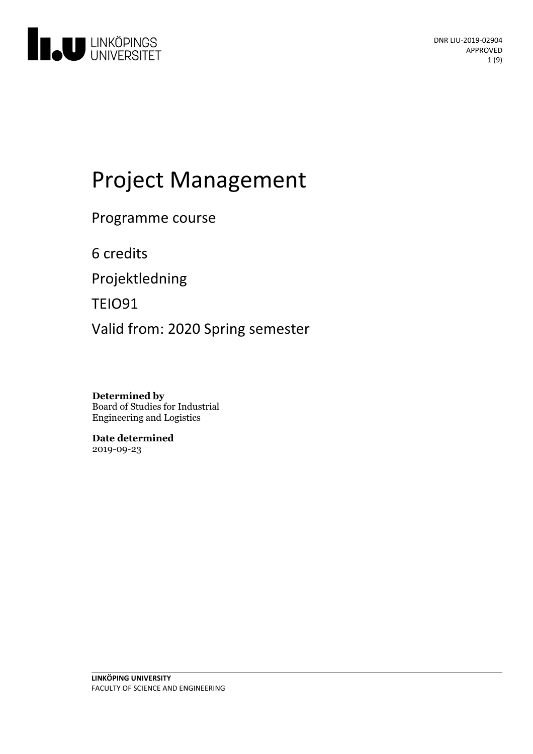DNR LIU-2019-02904
APPROVED

# Project Management

Programme course

6 credits

Projektledning

TEIO91

Valid from: 2020 Spring semester

**Determined by**
Board of Studies for Industrial Engineering and Logistics

**Date determined**
2019-09-23

**LINKÖPING UNIVERSITY**
FACULTY OF SCIENCE AND ENGINEERING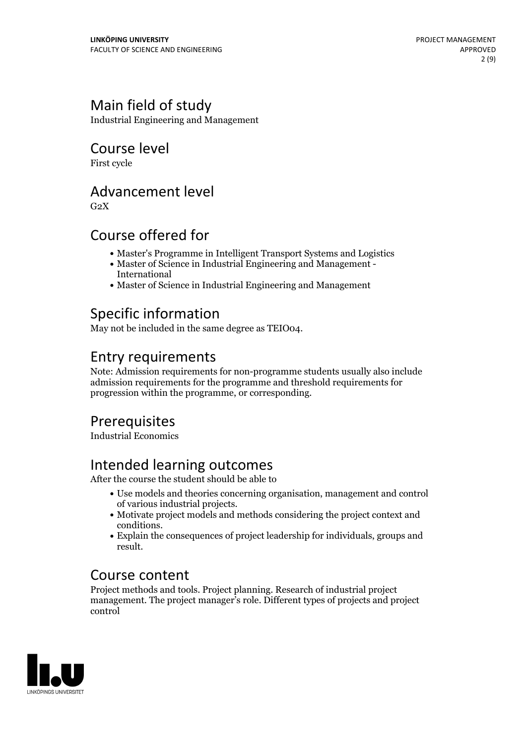## Main field of study

Industrial Engineering and Management

## Course level

First cycle

## Advancement level

G2X

## Course offered for

- Master's Programme in Intelligent Transport Systems and Logistics
- Master of Science in Industrial Engineering and Management - International
- Master of Science in Industrial Engineering and Management

## Specific information

May not be included in the same degree as TEIO04.

## Entry requirements

Note: Admission requirements for non-programme students usually also include admission requirements for the programme and threshold requirements for progression within the programme, or corresponding.

## Prerequisites

Industrial Economics

## Intended learning outcomes

After the course the student should be able to

- Use models and theories concerning organisation, management and control of various industrial projects.
- Motivate project models and methods considering the project context and conditions.
- Explain the consequences of project leadership for individuals, groups and result.

## Course content

Project methods and tools. Project planning. Research of industrial project management. The project manager's role. Different types of projects and project control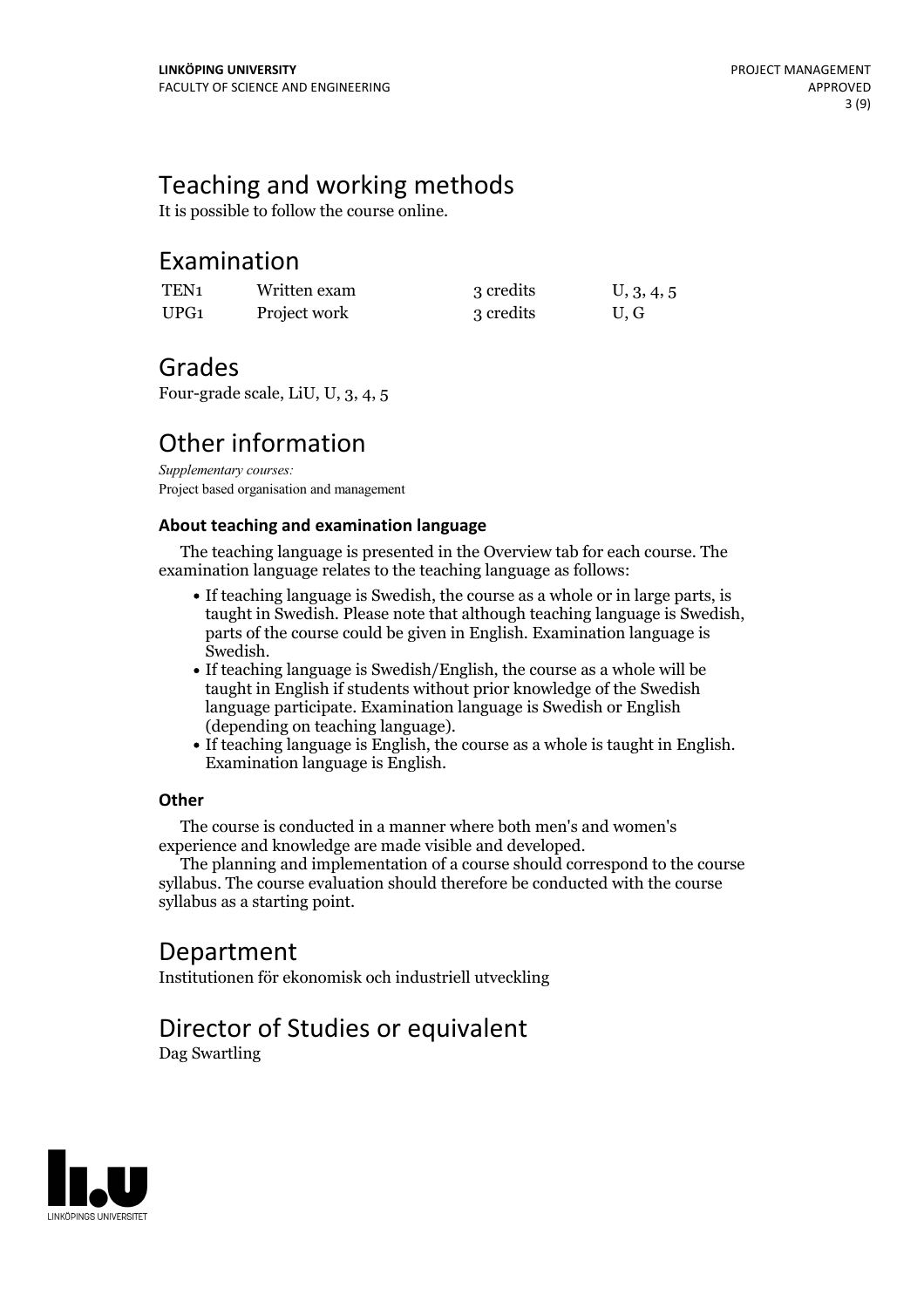# Teaching and working methods

It is possible to follow the course online.

# Examination

| TEN1 | Written exam | 3 credits | U, 3, 4, 5 |
|---|---|---|---|
| UPG1 | Project work | 3 credits | U, G |

# Grades

Four-grade scale, LiU, U, 3, 4, 5

# Other information

*Supplementary courses:*
Project based organisation and management

### About teaching and examination language

The teaching language is presented in the Overview tab for each course. The examination language relates to the teaching language as follows:

- If teaching language is Swedish, the course as a whole or in large parts, is taught in Swedish. Please note that although teaching language is Swedish, parts of the course could be given in English. Examination language is Swedish.
- If teaching language is Swedish/English, the course as a whole will be taught in English if students without prior knowledge of the Swedish language participate. Examination language is Swedish or English (depending on teaching language).
- If teaching language is English, the course as a whole is taught in English. Examination language is English.

### Other

The course is conducted in a manner where both men's and women's experience and knowledge are made visible and developed.

The planning and implementation of a course should correspond to the course syllabus. The course evaluation should therefore be conducted with the course syllabus as a starting point.

# Department

Institutionen för ekonomisk och industriell utveckling

# Director of Studies or equivalent

Dag Swartling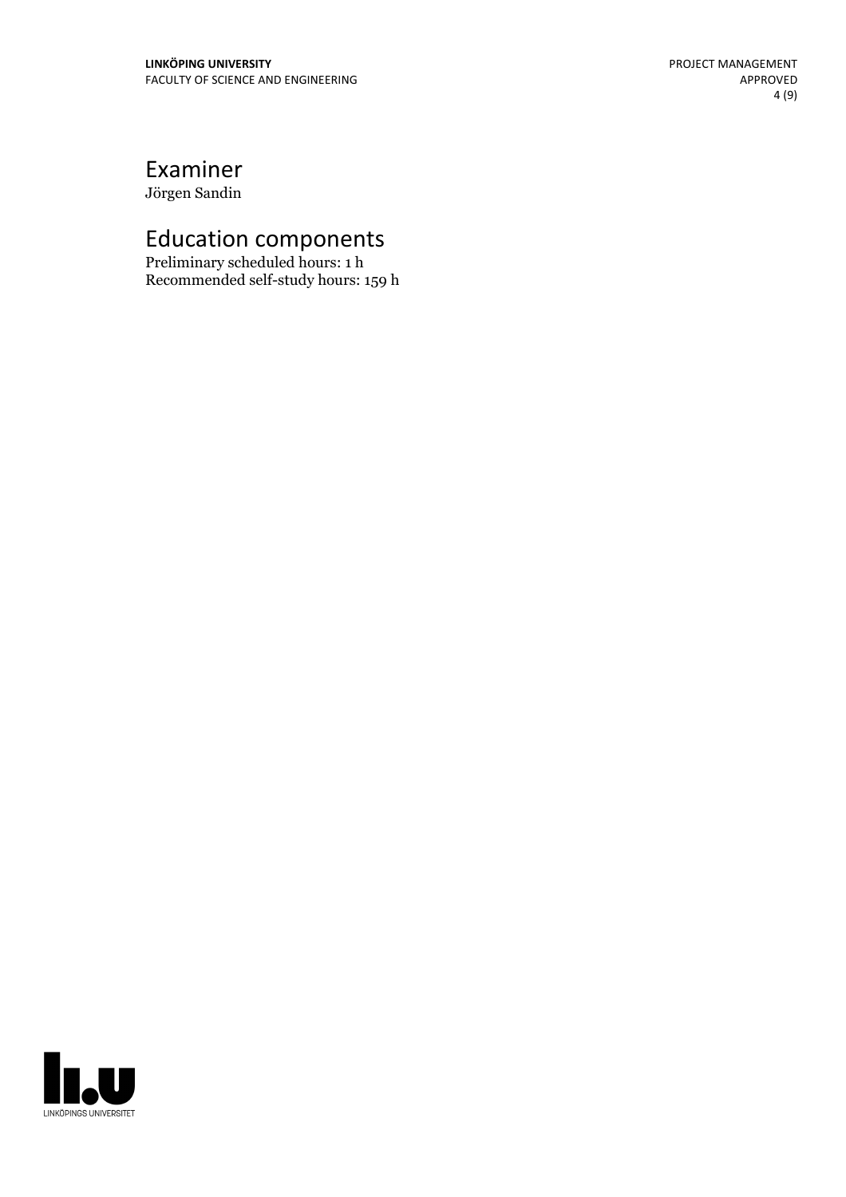# Examiner

Jörgen Sandin

# Education components

Preliminary scheduled hours: 1 h
Recommended self-study hours: 159 h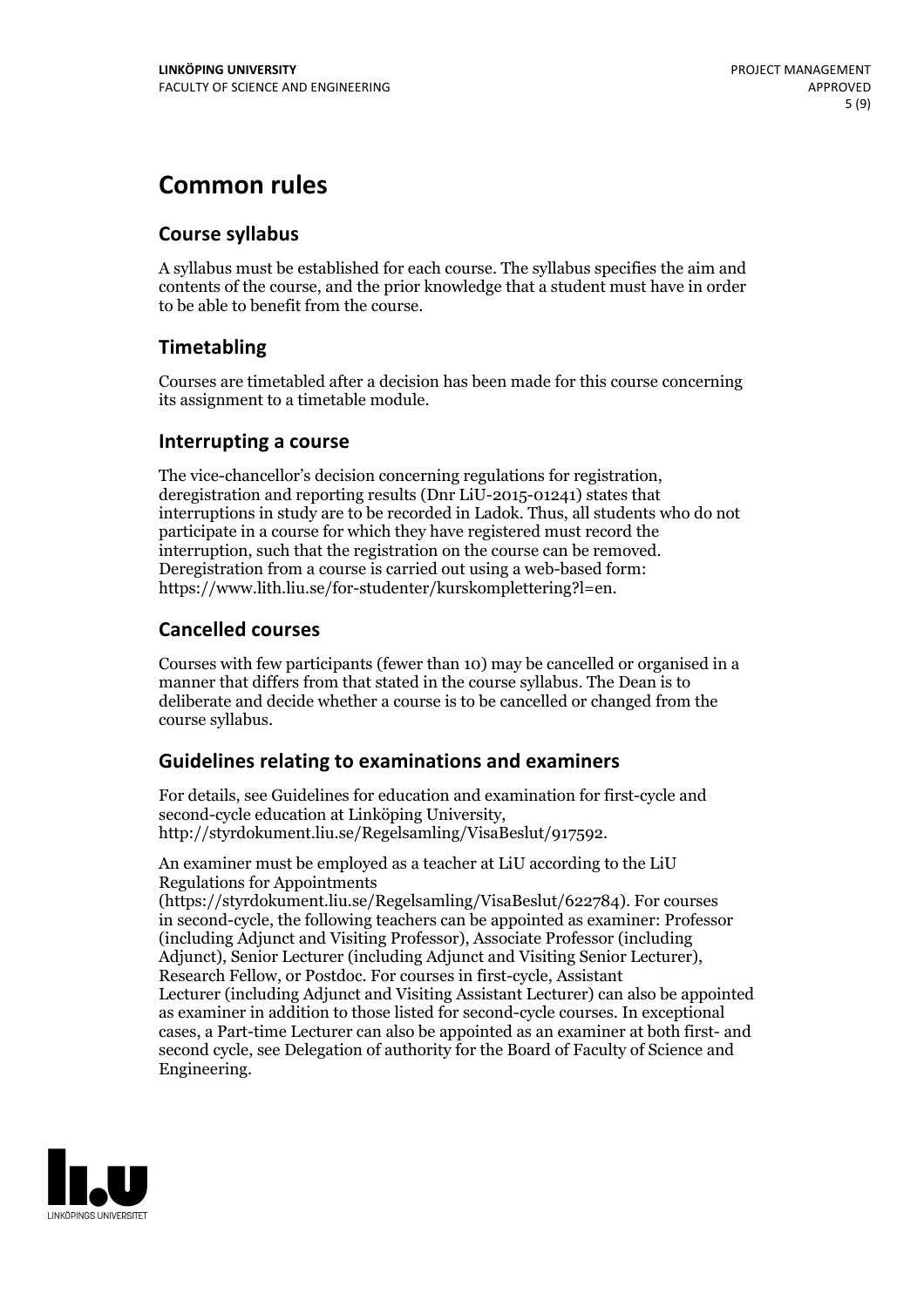# Common rules

## Course syllabus

A syllabus must be established for each course. The syllabus specifies the aim and contents of the course, and the prior knowledge that a student must have in order to be able to benefit from the course.

## Timetabling

Courses are timetabled after a decision has been made for this course concerning its assignment to a timetable module.

## Interrupting a course

The vice-chancellor's decision concerning regulations for registration, deregistration and reporting results (Dnr LiU-2015-01241) states that interruptions in study are to be recorded in Ladok. Thus, all students who do not participate in a course for which they have registered must record the interruption, such that the registration on the course can be removed. Deregistration from a course is carried out using a web-based form: https://www.lith.liu.se/for-studenter/kurskomplettering?l=en.

## Cancelled courses

Courses with few participants (fewer than 10) may be cancelled or organised in a manner that differs from that stated in the course syllabus. The Dean is to deliberate and decide whether a course is to be cancelled or changed from the course syllabus.

## Guidelines relating to examinations and examiners

For details, see Guidelines for education and examination for first-cycle and second-cycle education at Linköping University, http://styrdokument.liu.se/Regelsamling/VisaBeslut/917592.

An examiner must be employed as a teacher at LiU according to the LiU Regulations for Appointments (https://styrdokument.liu.se/Regelsamling/VisaBeslut/622784). For courses in second-cycle, the following teachers can be appointed as examiner: Professor (including Adjunct and Visiting Professor), Associate Professor (including Adjunct), Senior Lecturer (including Adjunct and Visiting Senior Lecturer), Research Fellow, or Postdoc. For courses in first-cycle, Assistant Lecturer (including Adjunct and Visiting Assistant Lecturer) can also be appointed as examiner in addition to those listed for second-cycle courses. In exceptional cases, a Part-time Lecturer can also be appointed as an examiner at both first- and second cycle, see Delegation of authority for the Board of Faculty of Science and Engineering.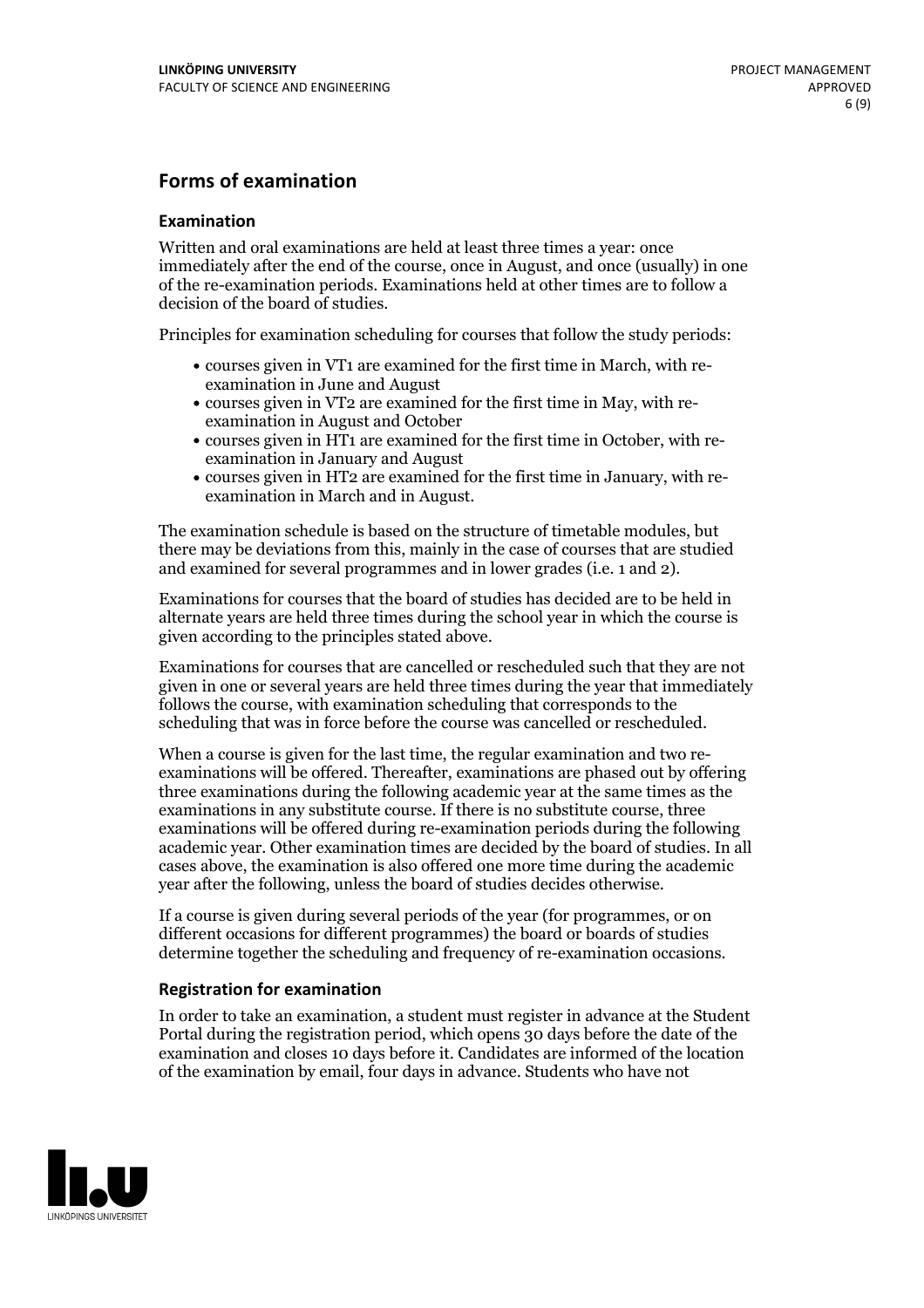## Forms of examination

### Examination

Written and oral examinations are held at least three times a year: once immediately after the end of the course, once in August, and once (usually) in one of the re-examination periods. Examinations held at other times are to follow a decision of the board of studies.

Principles for examination scheduling for courses that follow the study periods:

- courses given in VT1 are examined for the first time in March, with re-examination in June and August
- courses given in VT2 are examined for the first time in May, with re-examination in August and October
- courses given in HT1 are examined for the first time in October, with re-examination in January and August
- courses given in HT2 are examined for the first time in January, with re-examination in March and in August.

The examination schedule is based on the structure of timetable modules, but there may be deviations from this, mainly in the case of courses that are studied and examined for several programmes and in lower grades (i.e. 1 and 2).

Examinations for courses that the board of studies has decided are to be held in alternate years are held three times during the school year in which the course is given according to the principles stated above.

Examinations for courses that are cancelled or rescheduled such that they are not given in one or several years are held three times during the year that immediately follows the course, with examination scheduling that corresponds to the scheduling that was in force before the course was cancelled or rescheduled.

When a course is given for the last time, the regular examination and two re-examinations will be offered. Thereafter, examinations are phased out by offering three examinations during the following academic year at the same times as the examinations in any substitute course. If there is no substitute course, three examinations will be offered during re-examination periods during the following academic year. Other examination times are decided by the board of studies. In all cases above, the examination is also offered one more time during the academic year after the following, unless the board of studies decides otherwise.

If a course is given during several periods of the year (for programmes, or on different occasions for different programmes) the board or boards of studies determine together the scheduling and frequency of re-examination occasions.

### Registration for examination

In order to take an examination, a student must register in advance at the Student Portal during the registration period, which opens 30 days before the date of the examination and closes 10 days before it. Candidates are informed of the location of the examination by email, four days in advance. Students who have not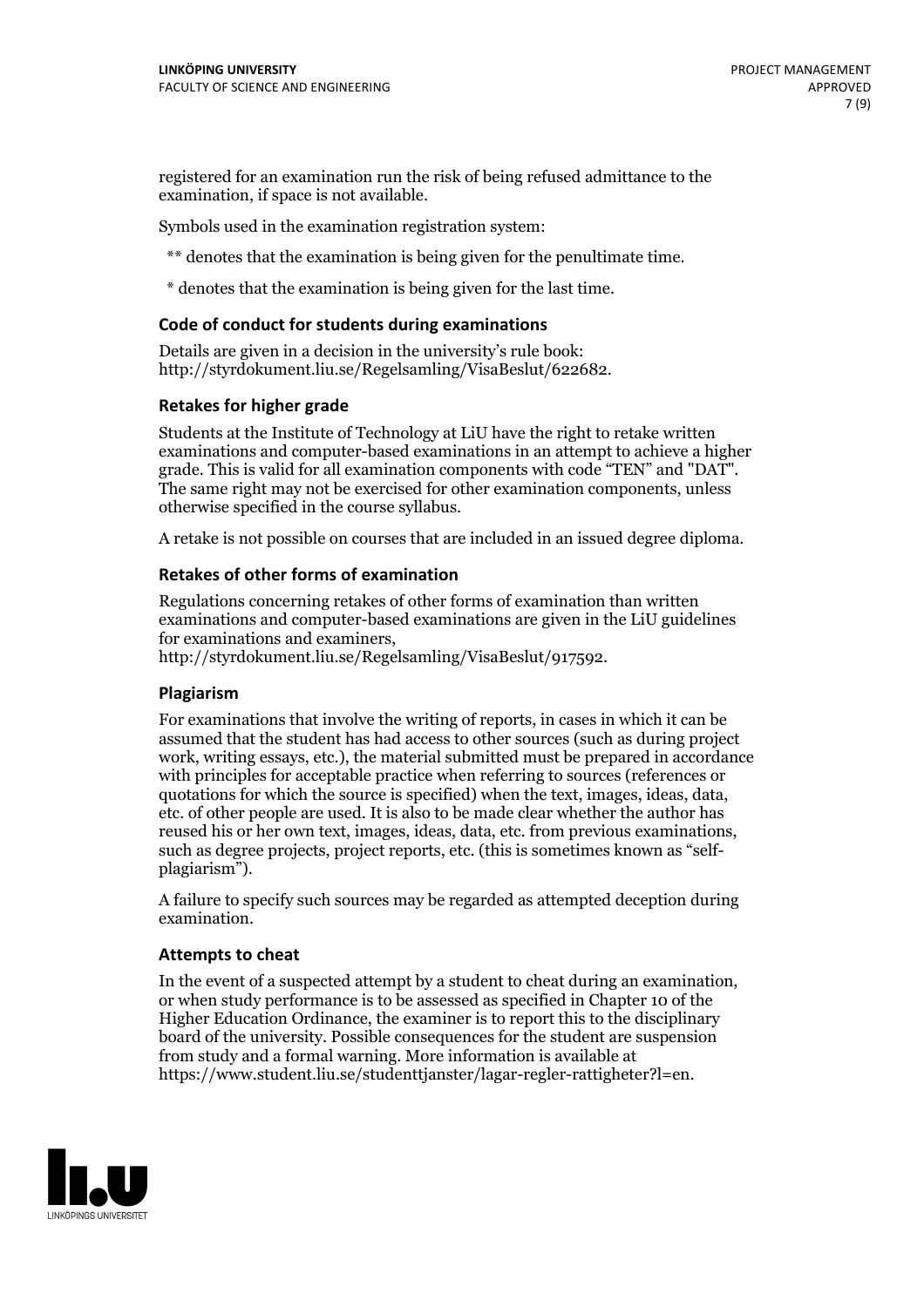registered for an examination run the risk of being refused admittance to the examination, if space is not available.

Symbols used in the examination registration system:

** denotes that the examination is being given for the penultimate time.

* denotes that the examination is being given for the last time.

### Code of conduct for students during examinations

Details are given in a decision in the university's rule book: http://styrdokument.liu.se/Regelsamling/VisaBeslut/622682.

### Retakes for higher grade

Students at the Institute of Technology at LiU have the right to retake written examinations and computer-based examinations in an attempt to achieve a higher grade. This is valid for all examination components with code "TEN" and "DAT". The same right may not be exercised for other examination components, unless otherwise specified in the course syllabus.

A retake is not possible on courses that are included in an issued degree diploma.

### Retakes of other forms of examination

Regulations concerning retakes of other forms of examination than written examinations and computer-based examinations are given in the LiU guidelines for examinations and examiners, http://styrdokument.liu.se/Regelsamling/VisaBeslut/917592.

### Plagiarism

For examinations that involve the writing of reports, in cases in which it can be assumed that the student has had access to other sources (such as during project work, writing essays, etc.), the material submitted must be prepared in accordance with principles for acceptable practice when referring to sources (references or quotations for which the source is specified) when the text, images, ideas, data, etc. of other people are used. It is also to be made clear whether the author has reused his or her own text, images, ideas, data, etc. from previous examinations, such as degree projects, project reports, etc. (this is sometimes known as "self-plagiarism").

A failure to specify such sources may be regarded as attempted deception during examination.

### Attempts to cheat

In the event of a suspected attempt by a student to cheat during an examination, or when study performance is to be assessed as specified in Chapter 10 of the Higher Education Ordinance, the examiner is to report this to the disciplinary board of the university. Possible consequences for the student are suspension from study and a formal warning. More information is available at https://www.student.liu.se/studenttjanster/lagar-regler-rattigheter?l=en.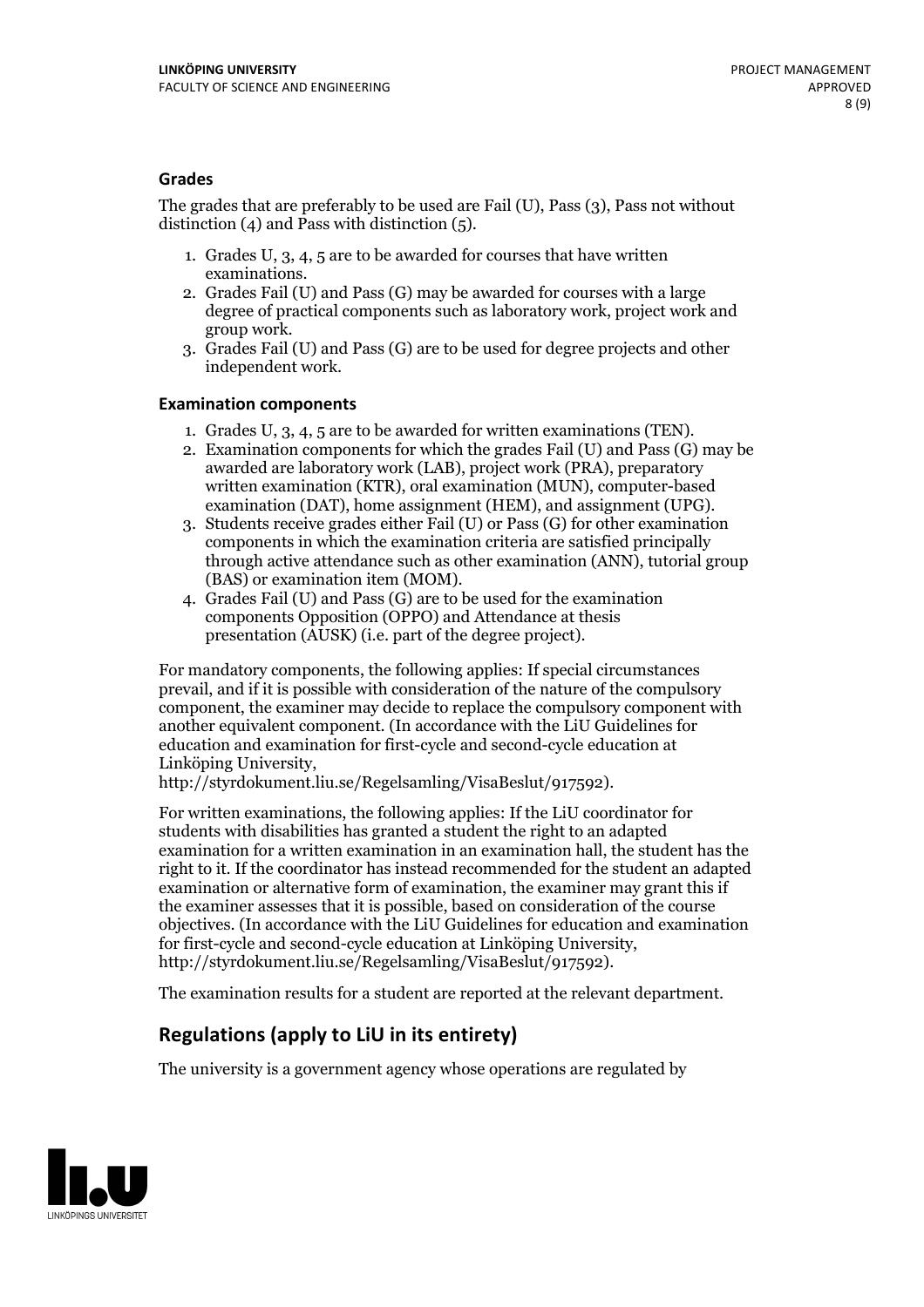### Grades

The grades that are preferably to be used are Fail (U), Pass (3), Pass not without distinction (4) and Pass with distinction (5).

1. Grades U, 3, 4, 5 are to be awarded for courses that have written examinations.
2. Grades Fail (U) and Pass (G) may be awarded for courses with a large degree of practical components such as laboratory work, project work and group work.
3. Grades Fail (U) and Pass (G) are to be used for degree projects and other independent work.

### Examination components

1. Grades U, 3, 4, 5 are to be awarded for written examinations (TEN).
2. Examination components for which the grades Fail (U) and Pass (G) may be awarded are laboratory work (LAB), project work (PRA), preparatory written examination (KTR), oral examination (MUN), computer-based examination (DAT), home assignment (HEM), and assignment (UPG).
3. Students receive grades either Fail (U) or Pass (G) for other examination components in which the examination criteria are satisfied principally through active attendance such as other examination (ANN), tutorial group (BAS) or examination item (MOM).
4. Grades Fail (U) and Pass (G) are to be used for the examination components Opposition (OPPO) and Attendance at thesis presentation (AUSK) (i.e. part of the degree project).

For mandatory components, the following applies: If special circumstances prevail, and if it is possible with consideration of the nature of the compulsory component, the examiner may decide to replace the compulsory component with another equivalent component. (In accordance with the LiU Guidelines for education and examination for first-cycle and second-cycle education at Linköping University, http://styrdokument.liu.se/Regelsamling/VisaBeslut/917592).

For written examinations, the following applies: If the LiU coordinator for students with disabilities has granted a student the right to an adapted examination for a written examination in an examination hall, the student has the right to it. If the coordinator has instead recommended for the student an adapted examination or alternative form of examination, the examiner may grant this if the examiner assesses that it is possible, based on consideration of the course objectives. (In accordance with the LiU Guidelines for education and examination for first-cycle and second-cycle education at Linköping University, http://styrdokument.liu.se/Regelsamling/VisaBeslut/917592).

The examination results for a student are reported at the relevant department.

## Regulations (apply to LiU in its entirety)

The university is a government agency whose operations are regulated by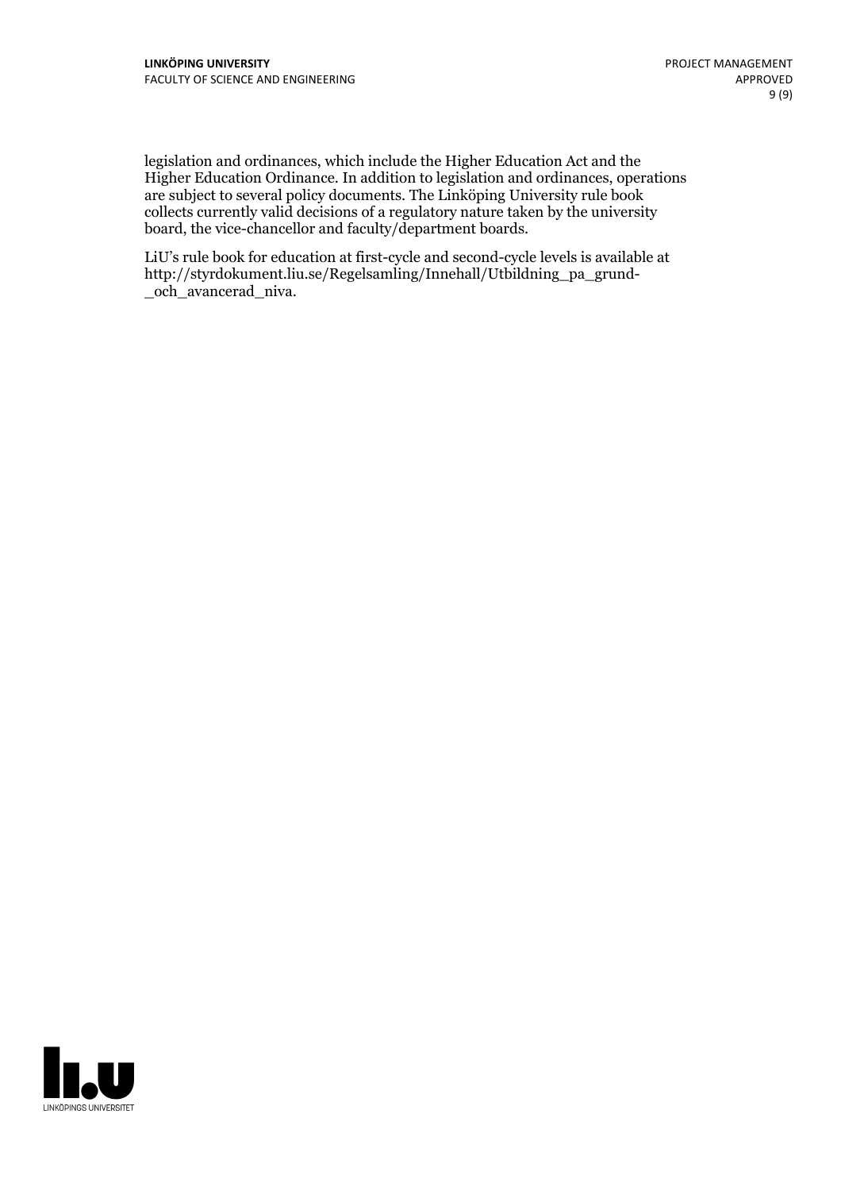legislation and ordinances, which include the Higher Education Act and the Higher Education Ordinance. In addition to legislation and ordinances, operations are subject to several policy documents. The Linköping University rule book collects currently valid decisions of a regulatory nature taken by the university board, the vice-chancellor and faculty/department boards.

LiU's rule book for education at first-cycle and second-cycle levels is available at http://styrdokument.liu.se/Regelsamling/Innehall/Utbildning_pa_grund-_och_avancerad_niva.